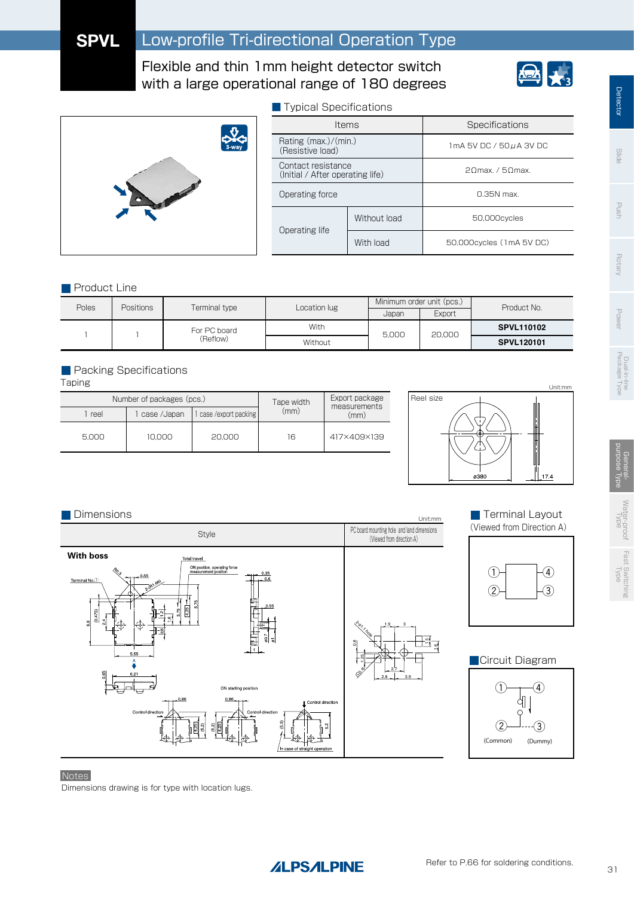# SPVL Low-profile Tri-directional Operation Type

Flexible and thin 1mm height detector switch with a large operational range of 180 degrees

## Typical Specifications

| Items | | Specifications |
|---|---|---|
| Rating (max.)/(min.) (Resistive load) | | 1mA 5V DC / 50μA 3V DC |
| Contact resistance (Initial / After operating life) | | 2Ωmax. / 5Ωmax. |
| Operating force | | 0.35N max. |
| Operating life | Without load | 50,000cycles |
| | With load | 50,000cycles (1mA 5V DC) |

## Product Line

| Poles | Positions | Terminal type | Location lug | Minimum order unit (pcs.) | | Product No. |
|---|---|---|---|---|---|---|
| | | | | Japan | Export | |
| 1 | 1 | For PC board (Reflow) | With | 5,000 | 20,000 | **SPVL110102** |
| | | | Without | | | **SPVL120101** |

## Packing Specifications

Taping

| Number of packages (pcs.) | | | Tape width (mm) | Export package measurements (mm) |
|---|---|---|---|---|
| 1 reel | 1 case /Japan | 1 case /export packing | | |
| 5,000 | 10,000 | 20,000 | 16 | 417×409×139 |

Unit:mm

Reel size

ø380 17.4

## Dimensions

Unit:mm

| Style | PC board mounting hole and land dimensions (Viewed from direction A) |
|---|---|
| With boss | |

## Terminal Layout

(Viewed from Direction A)

## Circuit Diagram

① ④ ② ③

(Common) (Dummy)

Notes

Dimensions drawing is for type with location lugs.

Refer to P.66 for soldering conditions.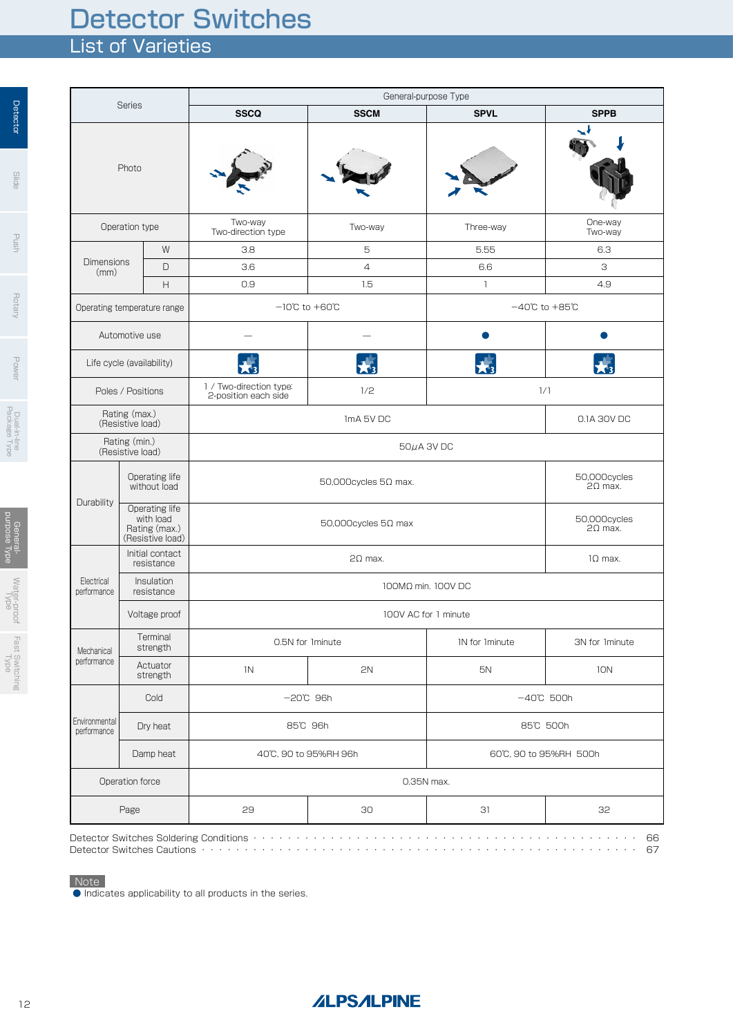# Detector Switches

## List of Varieties

| Series | | | General-purpose Type | | | |
|---|---|---|---|---|---|---|
| | | | SSCQ | SSCM | SPVL | SPPB |
| Photo | | | | | | |
| Operation type | | | Two-way Two-direction type | Two-way | Three-way | One-way Two-way |
| Dimensions (mm) | W | | 3.8 | 5 | 5.55 | 6.3 |
| | D | | 3.6 | 4 | 6.6 | 3 |
| | H | | 0.9 | 1.5 | 1 | 4.9 |
| Operating temperature range | | | −10℃ to +60℃ | | −40℃ to +85℃ | |
| Automotive use | | | — | — | ● | ● |
| Life cycle (availability) | | | | | | |
| Poles / Positions | | | 1 / Two-direction type: 2-position each side | 1/2 | 1/1 | |
| Rating (max.) (Resistive load) | | | 1mA 5V DC | | | 0.1A 30V DC |
| Rating (min.) (Resistive load) | | | 50μA 3V DC | | | |
| Durability | Operating life without load | | 50,000cycles 5Ω max. | | | 50,000cycles 2Ω max. |
| | Operating life with load Rating (max.) (Resistive load) | | 50,000cycles 5Ω max | | | 50,000cycles 2Ω max. |
| Electrical performance | Initial contact resistance | | 2Ω max. | | | 1Ω max. |
| | Insulation resistance | | 100MΩ min. 100V DC | | | |
| | Voltage proof | | 100V AC for 1 minute | | | |
| Mechanical performance | Terminal strength | | 0.5N for 1minute | | 1N for 1minute | 3N for 1minute |
| | Actuator strength | | 1N | 2N | 5N | 10N |
| Environmental performance | Cold | | −20℃ 96h | | −40℃ 500h | |
| | Dry heat | | 85℃ 96h | | 85℃ 500h | |
| | Damp heat | | 40℃, 90 to 95%RH 96h | | 60℃, 90 to 95%RH 500h | |
| Operation force | | | 0.35N max. | | | |
| Page | | | 29 | 30 | 31 | 32 |

Detector Switches Soldering Conditions · · · · · · · · · · · · · · · · · · · · · · · · · · · · · · · · · · · · · · · · 66
Detector Switches Cautions · · · · · · · · · · · · · · · · · · · · · · · · · · · · · · · · · · · · · · · · · · · · · · · · 67

**Note**

● Indicates applicability to all products in the series.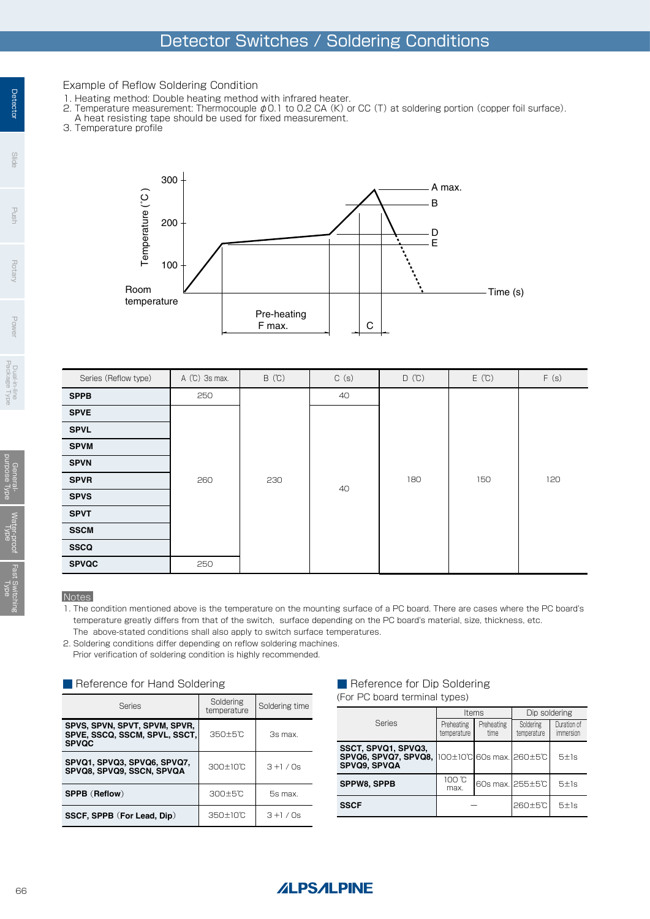# Detector Switches / Soldering Conditions

Example of Reflow Soldering Condition

1. Heating method: Double heating method with infrared heater.
2. Temperature measurement: Thermocouple φ0.1 to 0.2 CA (K) or CC (T) at soldering portion (copper foil surface).
   A heat resisting tape should be used for fixed measurement.
3. Temperature profile

| Series (Reflow type) | A (℃) 3s max. | B (℃) | C (s) | D (℃) | E (℃) | F (s) |
|---|---|---|---|---|---|---|
| **SPPB** | 250 | 230 | 40 | 180 | 150 | 120 |
| **SPVE** | 260 | 230 | 40 | 180 | 150 | 120 |
| **SPVL** | 260 | 230 | 40 | 180 | 150 | 120 |
| **SPVM** | 260 | 230 | 40 | 180 | 150 | 120 |
| **SPVN** | 260 | 230 | 40 | 180 | 150 | 120 |
| **SPVR** | 260 | 230 | 40 | 180 | 150 | 120 |
| **SPVS** | 260 | 230 | 40 | 180 | 150 | 120 |
| **SPVT** | 260 | 230 | 40 | 180 | 150 | 120 |
| **SSCM** | 260 | 230 | 40 | 180 | 150 | 120 |
| **SSCQ** | 260 | 230 | 40 | 180 | 150 | 120 |
| **SPVQC** | 250 | 230 | 40 | 180 | 150 | 120 |

Notes

1. The condition mentioned above is the temperature on the mounting surface of a PC board. There are cases where the PC board's temperature greatly differs from that of the switch, surface depending on the PC board's material, size, thickness, etc.
   The above-stated conditions shall also apply to switch surface temperatures.
2. Soldering conditions differ depending on reflow soldering machines.
   Prior verification of soldering condition is highly recommended.

## Reference for Hand Soldering

| Series | Soldering temperature | Soldering time |
|---|---|---|
| **SPVS, SPVN, SPVT, SPVM, SPVR, SPVE, SSCQ, SSCM, SPVL, SSCT, SPVQC** | 350±5℃ | 3s max. |
| **SPVQ1, SPVQ3, SPVQ6, SPVQ7, SPVQ8, SPVQ9, SSCN, SPVQA** | 300±10℃ | 3 +1 / 0s |
| **SPPB (Reflow)** | 300±5℃ | 5s max. |
| **SSCF, SPPB (For Lead, Dip)** | 350±10℃ | 3 +1 / 0s |

## Reference for Dip Soldering

(For PC board terminal types)

| Series | Items | | Dip soldering | |
|---|---|---|---|---|
| | Preheating temperature | Preheating time | Soldering temperature | Duration of immersion |
| **SSCT, SPVQ1, SPVQ3, SPVQ6, SPVQ7, SPVQ8, SPVQ9, SPVQA** | 100±10℃ | 60s max. | 260±5℃ | 5±1s |
| **SPPW8, SPPB** | 100 ℃ max. | 60s max. | 255±5℃ | 5±1s |
| **SSCF** | — | | 260±5℃ | 5±1s |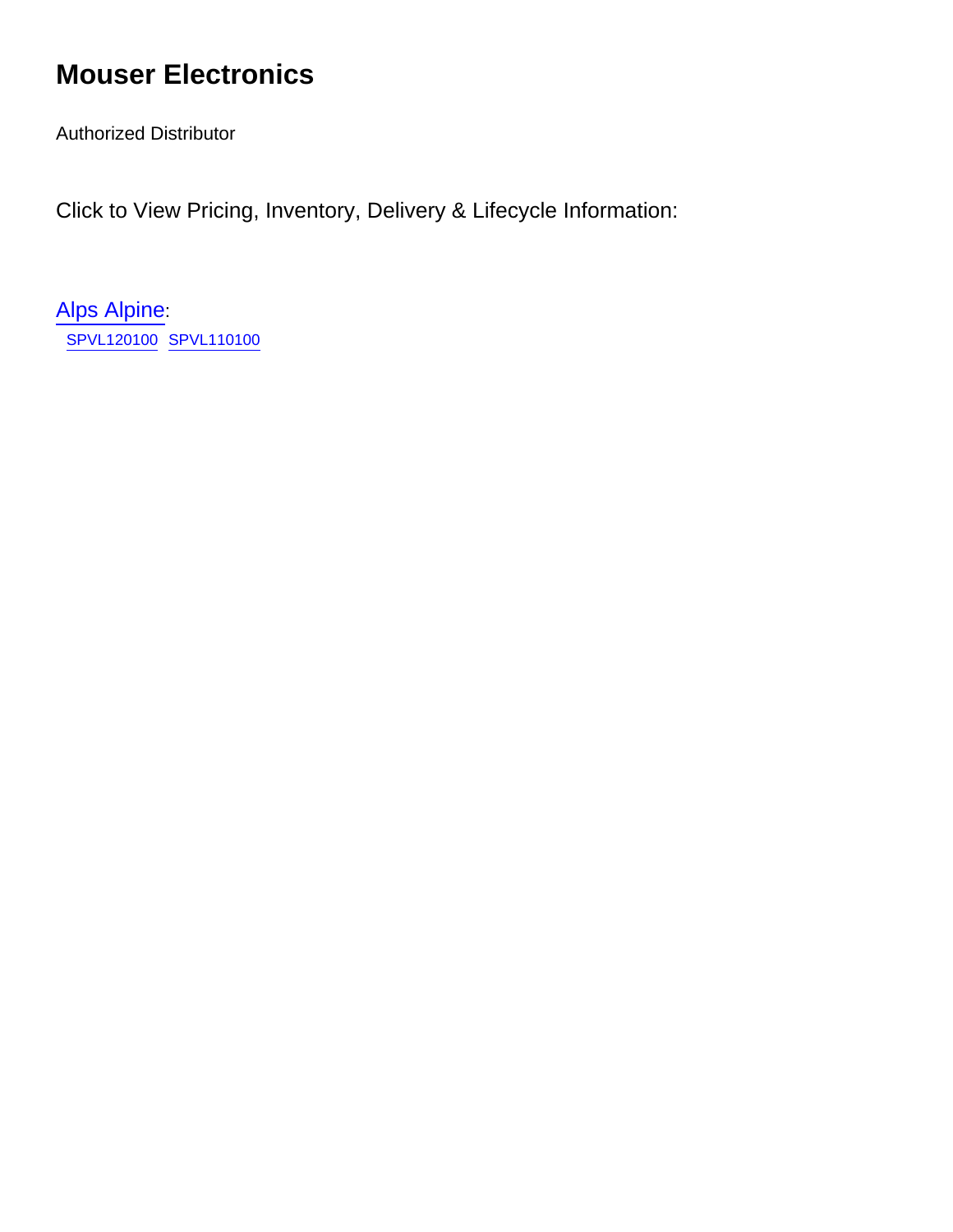# Mouser Electronics

Authorized Distributor

Click to View Pricing, Inventory, Delivery & Lifecycle Information:

Alps Alpine:

SPVL120100 SPVL110100